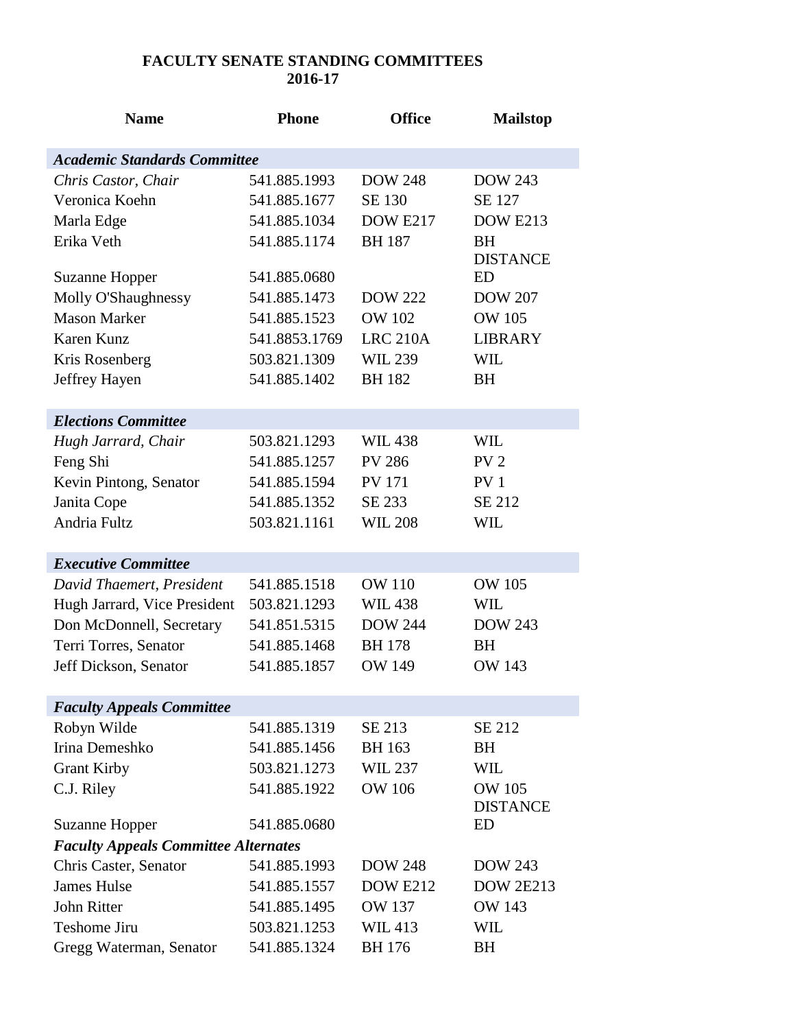# FACULTY SENATE STANDING COMMITTEES
## 2016-17

| Name | Phone | Office | Mailstop |
|---|---|---|---|
| ***Academic Standards Committee*** | | | |
| *Chris Castor, Chair* | 541.885.1993 | DOW 248 | DOW 243 |
| Veronica Koehn | 541.885.1677 | SE 130 | SE 127 |
| Marla Edge | 541.885.1034 | DOW E217 | DOW E213 |
| Erika Veth | 541.885.1174 | BH 187 | BH |
| Suzanne Hopper | 541.885.0680 | | DISTANCE ED |
| Molly O'Shaughnessy | 541.885.1473 | DOW 222 | DOW 207 |
| Mason Marker | 541.885.1523 | OW 102 | OW 105 |
| Karen Kunz | 541.8853.1769 | LRC 210A | LIBRARY |
| Kris Rosenberg | 503.821.1309 | WIL 239 | WIL |
| Jeffrey Hayen | 541.885.1402 | BH 182 | BH |
| ***Elections Committee*** | | | |
| *Hugh Jarrard, Chair* | 503.821.1293 | WIL 438 | WIL |
| Feng Shi | 541.885.1257 | PV 286 | PV 2 |
| Kevin Pintong, Senator | 541.885.1594 | PV 171 | PV 1 |
| Janita Cope | 541.885.1352 | SE 233 | SE 212 |
| Andria Fultz | 503.821.1161 | WIL 208 | WIL |
| ***Executive Committee*** | | | |
| *David Thaemert, President* | 541.885.1518 | OW 110 | OW 105 |
| Hugh Jarrard, Vice President | 503.821.1293 | WIL 438 | WIL |
| Don McDonnell, Secretary | 541.851.5315 | DOW 244 | DOW 243 |
| Terri Torres, Senator | 541.885.1468 | BH 178 | BH |
| Jeff Dickson, Senator | 541.885.1857 | OW 149 | OW 143 |
| ***Faculty Appeals Committee*** | | | |
| Robyn Wilde | 541.885.1319 | SE 213 | SE 212 |
| Irina Demeshko | 541.885.1456 | BH 163 | BH |
| Grant Kirby | 503.821.1273 | WIL 237 | WIL |
| C.J. Riley | 541.885.1922 | OW 106 | OW 105 |
| Suzanne Hopper | 541.885.0680 | | DISTANCE ED |
| ***Faculty Appeals Committee Alternates*** | | | |
| Chris Caster, Senator | 541.885.1993 | DOW 248 | DOW 243 |
| James Hulse | 541.885.1557 | DOW E212 | DOW 2E213 |
| John Ritter | 541.885.1495 | OW 137 | OW 143 |
| Teshome Jiru | 503.821.1253 | WIL 413 | WIL |
| Gregg Waterman, Senator | 541.885.1324 | BH 176 | BH |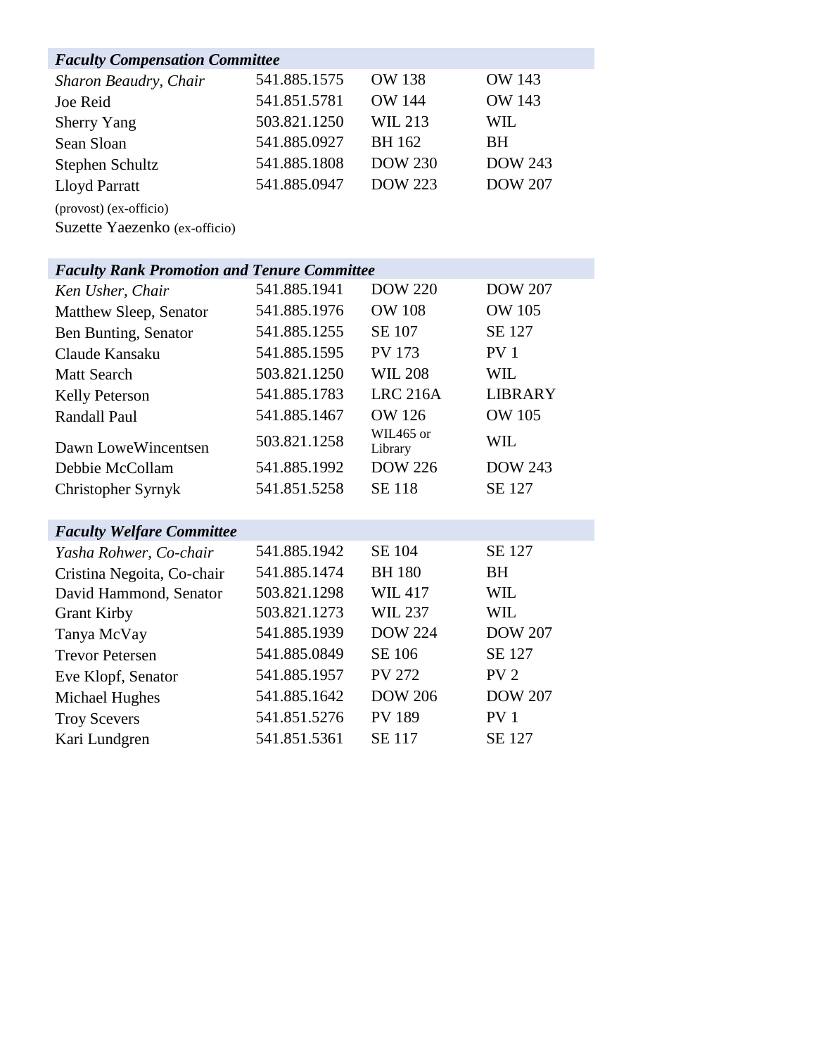| | | | |
|---|---|---|---|
| ***Faculty Compensation Committee*** | | | |
| *Sharon Beaudry, Chair* | 541.885.1575 | OW 138 | OW 143 |
| Joe Reid | 541.851.5781 | OW 144 | OW 143 |
| Sherry Yang | 503.821.1250 | WIL 213 | WIL |
| Sean Sloan | 541.885.0927 | BH 162 | BH |
| Stephen Schultz | 541.885.1808 | DOW 230 | DOW 243 |
| Lloyd Parratt | 541.885.0947 | DOW 223 | DOW 207 |
| (provost) (ex-officio) | | | |
| Suzette Yaezenko (ex-officio) | | | |

| | | | |
|---|---|---|---|
| ***Faculty Rank Promotion and Tenure Committee*** | | | |
| *Ken Usher, Chair* | 541.885.1941 | DOW 220 | DOW 207 |
| Matthew Sleep, Senator | 541.885.1976 | OW 108 | OW 105 |
| Ben Bunting, Senator | 541.885.1255 | SE 107 | SE 127 |
| Claude Kansaku | 541.885.1595 | PV 173 | PV 1 |
| Matt Search | 503.821.1250 | WIL 208 | WIL |
| Kelly Peterson | 541.885.1783 | LRC 216A | LIBRARY |
| Randall Paul | 541.885.1467 | OW 126 | OW 105 |
| Dawn LoweWincentsen | 503.821.1258 | WIL465 or Library | WIL |
| Debbie McCollam | 541.885.1992 | DOW 226 | DOW 243 |
| Christopher Syrnyk | 541.851.5258 | SE 118 | SE 127 |

| | | | |
|---|---|---|---|
| ***Faculty Welfare Committee*** | | | |
| *Yasha Rohwer, Co-chair* | 541.885.1942 | SE 104 | SE 127 |
| Cristina Negoita, Co-chair | 541.885.1474 | BH 180 | BH |
| David Hammond, Senator | 503.821.1298 | WIL 417 | WIL |
| Grant Kirby | 503.821.1273 | WIL 237 | WIL |
| Tanya McVay | 541.885.1939 | DOW 224 | DOW 207 |
| Trevor Petersen | 541.885.0849 | SE 106 | SE 127 |
| Eve Klopf, Senator | 541.885.1957 | PV 272 | PV 2 |
| Michael Hughes | 541.885.1642 | DOW 206 | DOW 207 |
| Troy Scevers | 541.851.5276 | PV 189 | PV 1 |
| Kari Lundgren | 541.851.5361 | SE 117 | SE 127 |